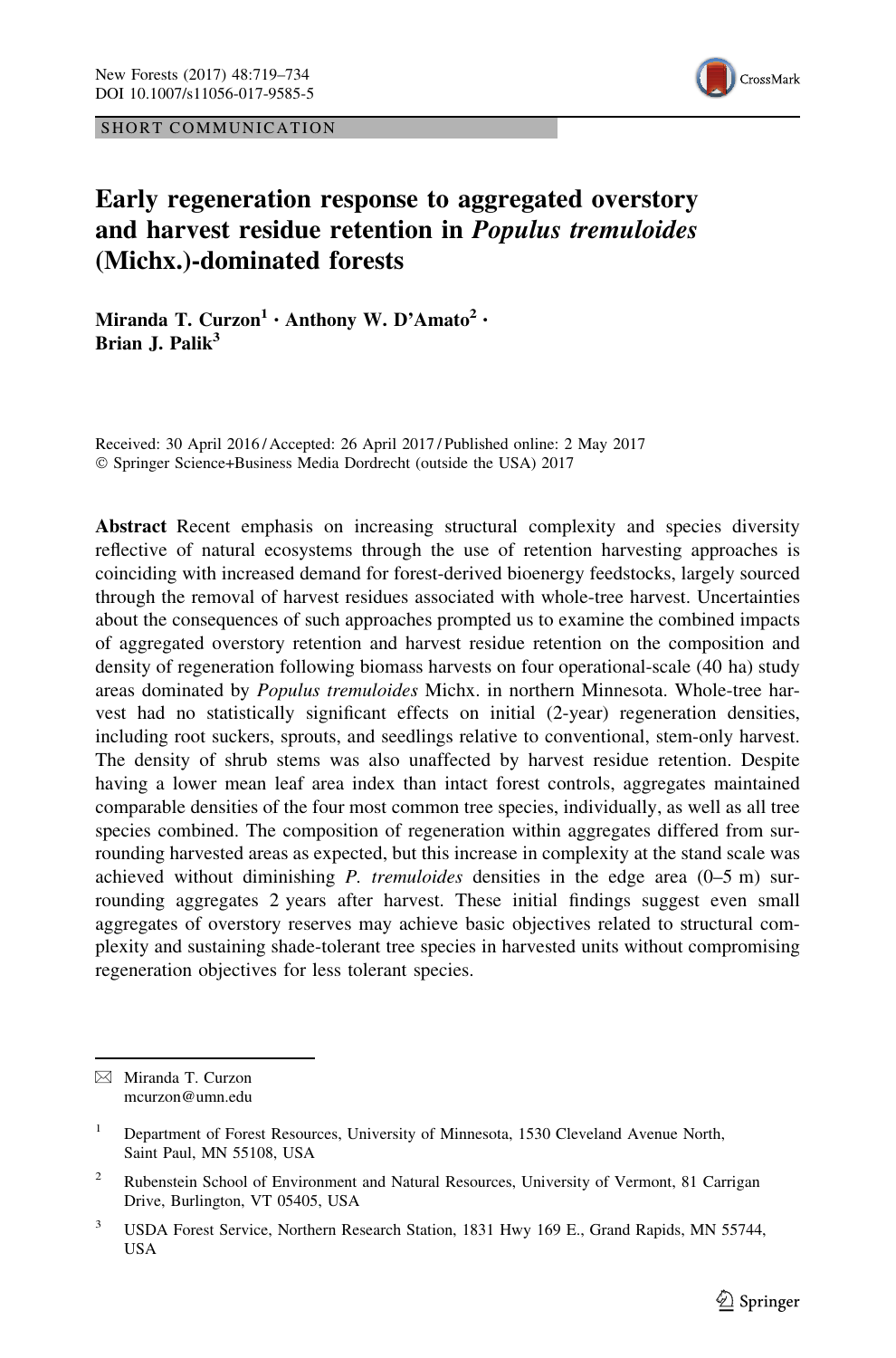SHORT COMMUNICATION

# Early regeneration response to aggregated overstory and harvest residue retention in *Populus tremuloides* (Michx.)-dominated forests

**Miranda T. Curzon[1] · Anthony W. D'Amato[2] · Brian J. Palik[3]**

Received: 30 April 2016 / Accepted: 26 April 2017 / Published online: 2 May 2017
© Springer Science+Business Media Dordrecht (outside the USA) 2017

**Abstract** Recent emphasis on increasing structural complexity and species diversity reflective of natural ecosystems through the use of retention harvesting approaches is coinciding with increased demand for forest-derived bioenergy feedstocks, largely sourced through the removal of harvest residues associated with whole-tree harvest. Uncertainties about the consequences of such approaches prompted us to examine the combined impacts of aggregated overstory retention and harvest residue retention on the composition and density of regeneration following biomass harvests on four operational-scale (40 ha) study areas dominated by *Populus tremuloides* Michx. in northern Minnesota. Whole-tree harvest had no statistically significant effects on initial (2-year) regeneration densities, including root suckers, sprouts, and seedlings relative to conventional, stem-only harvest. The density of shrub stems was also unaffected by harvest residue retention. Despite having a lower mean leaf area index than intact forest controls, aggregates maintained comparable densities of the four most common tree species, individually, as well as all tree species combined. The composition of regeneration within aggregates differed from surrounding harvested areas as expected, but this increase in complexity at the stand scale was achieved without diminishing *P. tremuloides* densities in the edge area (0–5 m) surrounding aggregates 2 years after harvest. These initial findings suggest even small aggregates of overstory reserves may achieve basic objectives related to structural complexity and sustaining shade-tolerant tree species in harvested units without compromising regeneration objectives for less tolerant species.

---

✉ Miranda T. Curzon
mcurzon@umn.edu

[1] Department of Forest Resources, University of Minnesota, 1530 Cleveland Avenue North, Saint Paul, MN 55108, USA

[2] Rubenstein School of Environment and Natural Resources, University of Vermont, 81 Carrigan Drive, Burlington, VT 05405, USA

[3] USDA Forest Service, Northern Research Station, 1831 Hwy 169 E., Grand Rapids, MN 55744, USA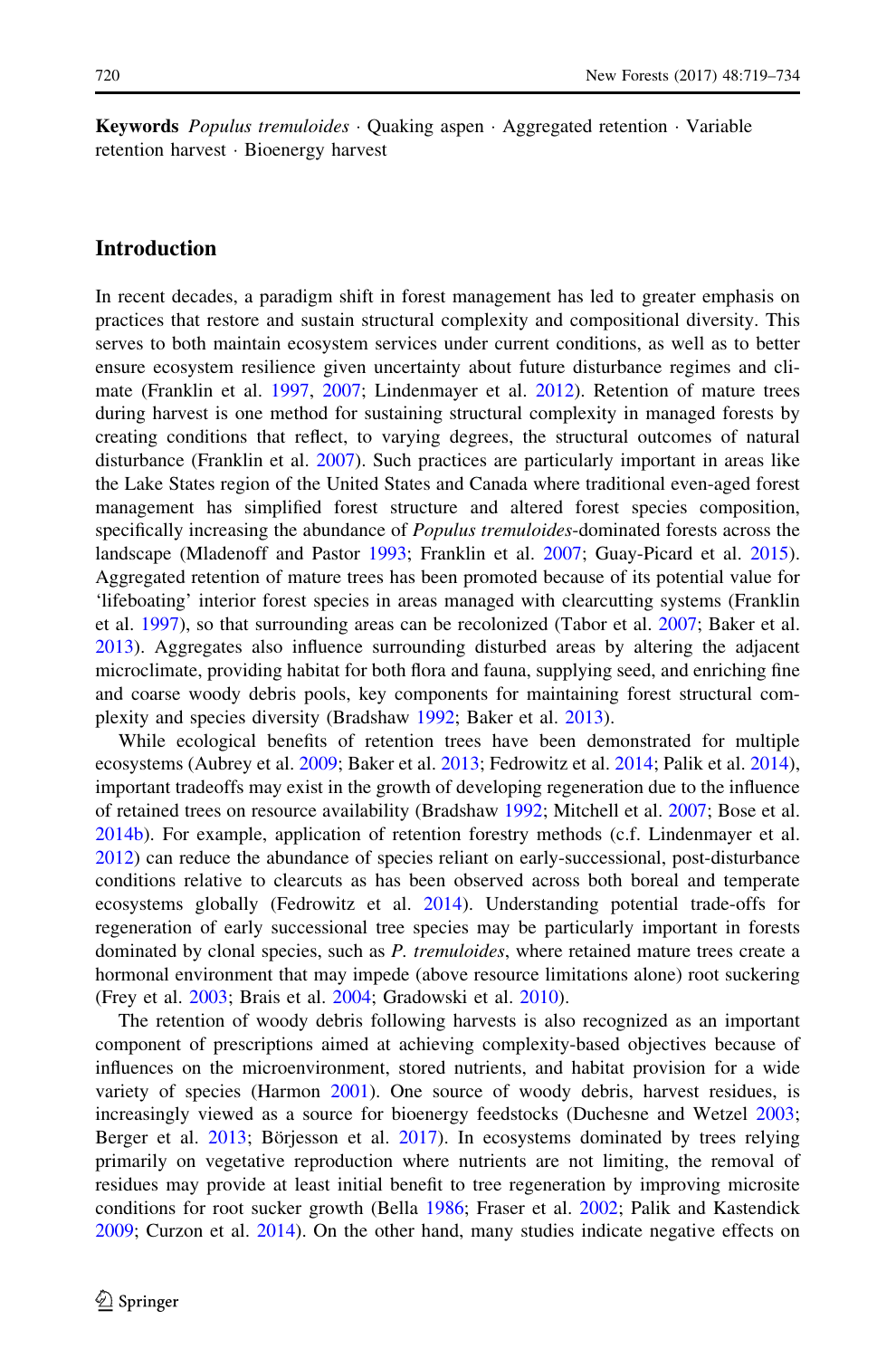**Keywords** *Populus tremuloides* · Quaking aspen · Aggregated retention · Variable retention harvest · Bioenergy harvest

## Introduction

In recent decades, a paradigm shift in forest management has led to greater emphasis on practices that restore and sustain structural complexity and compositional diversity. This serves to both maintain ecosystem services under current conditions, as well as to better ensure ecosystem resilience given uncertainty about future disturbance regimes and climate (Franklin et al. 1997, 2007; Lindenmayer et al. 2012). Retention of mature trees during harvest is one method for sustaining structural complexity in managed forests by creating conditions that reflect, to varying degrees, the structural outcomes of natural disturbance (Franklin et al. 2007). Such practices are particularly important in areas like the Lake States region of the United States and Canada where traditional even-aged forest management has simplified forest structure and altered forest species composition, specifically increasing the abundance of *Populus tremuloides*-dominated forests across the landscape (Mladenoff and Pastor 1993; Franklin et al. 2007; Guay-Picard et al. 2015). Aggregated retention of mature trees has been promoted because of its potential value for 'lifeboating' interior forest species in areas managed with clearcutting systems (Franklin et al. 1997), so that surrounding areas can be recolonized (Tabor et al. 2007; Baker et al. 2013). Aggregates also influence surrounding disturbed areas by altering the adjacent microclimate, providing habitat for both flora and fauna, supplying seed, and enriching fine and coarse woody debris pools, key components for maintaining forest structural complexity and species diversity (Bradshaw 1992; Baker et al. 2013).

While ecological benefits of retention trees have been demonstrated for multiple ecosystems (Aubrey et al. 2009; Baker et al. 2013; Fedrowitz et al. 2014; Palik et al. 2014), important tradeoffs may exist in the growth of developing regeneration due to the influence of retained trees on resource availability (Bradshaw 1992; Mitchell et al. 2007; Bose et al. 2014b). For example, application of retention forestry methods (c.f. Lindenmayer et al. 2012) can reduce the abundance of species reliant on early-successional, post-disturbance conditions relative to clearcuts as has been observed across both boreal and temperate ecosystems globally (Fedrowitz et al. 2014). Understanding potential trade-offs for regeneration of early successional tree species may be particularly important in forests dominated by clonal species, such as *P. tremuloides*, where retained mature trees create a hormonal environment that may impede (above resource limitations alone) root suckering (Frey et al. 2003; Brais et al. 2004; Gradowski et al. 2010).

The retention of woody debris following harvests is also recognized as an important component of prescriptions aimed at achieving complexity-based objectives because of influences on the microenvironment, stored nutrients, and habitat provision for a wide variety of species (Harmon 2001). One source of woody debris, harvest residues, is increasingly viewed as a source for bioenergy feedstocks (Duchesne and Wetzel 2003; Berger et al. 2013; Börjesson et al. 2017). In ecosystems dominated by trees relying primarily on vegetative reproduction where nutrients are not limiting, the removal of residues may provide at least initial benefit to tree regeneration by improving microsite conditions for root sucker growth (Bella 1986; Fraser et al. 2002; Palik and Kastendick 2009; Curzon et al. 2014). On the other hand, many studies indicate negative effects on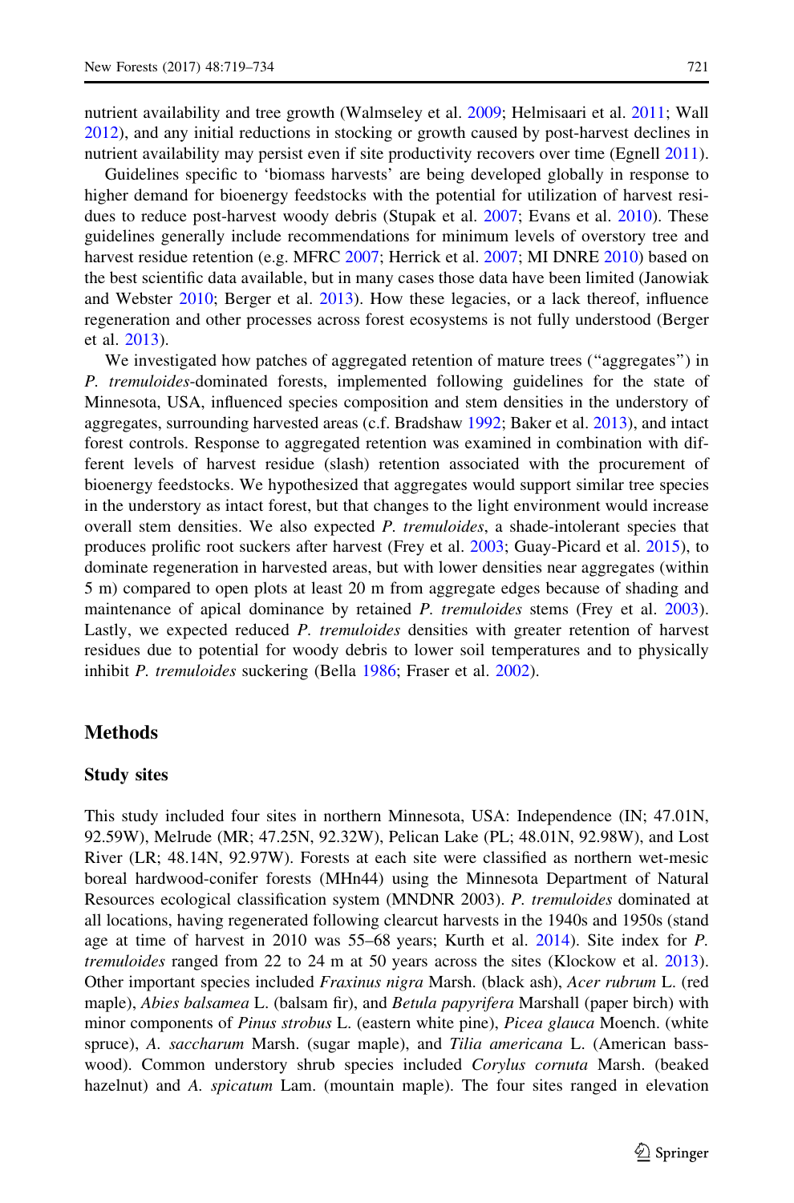nutrient availability and tree growth (Walmseley et al. 2009; Helmisaari et al. 2011; Wall 2012), and any initial reductions in stocking or growth caused by post-harvest declines in nutrient availability may persist even if site productivity recovers over time (Egnell 2011).

Guidelines specific to 'biomass harvests' are being developed globally in response to higher demand for bioenergy feedstocks with the potential for utilization of harvest residues to reduce post-harvest woody debris (Stupak et al. 2007; Evans et al. 2010). These guidelines generally include recommendations for minimum levels of overstory tree and harvest residue retention (e.g. MFRC 2007; Herrick et al. 2007; MI DNRE 2010) based on the best scientific data available, but in many cases those data have been limited (Janowiak and Webster 2010; Berger et al. 2013). How these legacies, or a lack thereof, influence regeneration and other processes across forest ecosystems is not fully understood (Berger et al. 2013).

We investigated how patches of aggregated retention of mature trees ("aggregates") in *P. tremuloides*-dominated forests, implemented following guidelines for the state of Minnesota, USA, influenced species composition and stem densities in the understory of aggregates, surrounding harvested areas (c.f. Bradshaw 1992; Baker et al. 2013), and intact forest controls. Response to aggregated retention was examined in combination with different levels of harvest residue (slash) retention associated with the procurement of bioenergy feedstocks. We hypothesized that aggregates would support similar tree species in the understory as intact forest, but that changes to the light environment would increase overall stem densities. We also expected *P. tremuloides*, a shade-intolerant species that produces prolific root suckers after harvest (Frey et al. 2003; Guay-Picard et al. 2015), to dominate regeneration in harvested areas, but with lower densities near aggregates (within 5 m) compared to open plots at least 20 m from aggregate edges because of shading and maintenance of apical dominance by retained *P. tremuloides* stems (Frey et al. 2003). Lastly, we expected reduced *P. tremuloides* densities with greater retention of harvest residues due to potential for woody debris to lower soil temperatures and to physically inhibit *P. tremuloides* suckering (Bella 1986; Fraser et al. 2002).

## Methods

### Study sites

This study included four sites in northern Minnesota, USA: Independence (IN; 47.01N, 92.59W), Melrude (MR; 47.25N, 92.32W), Pelican Lake (PL; 48.01N, 92.98W), and Lost River (LR; 48.14N, 92.97W). Forests at each site were classified as northern wet-mesic boreal hardwood-conifer forests (MHn44) using the Minnesota Department of Natural Resources ecological classification system (MNDNR 2003). *P. tremuloides* dominated at all locations, having regenerated following clearcut harvests in the 1940s and 1950s (stand age at time of harvest in 2010 was 55–68 years; Kurth et al. 2014). Site index for *P. tremuloides* ranged from 22 to 24 m at 50 years across the sites (Klockow et al. 2013). Other important species included *Fraxinus nigra* Marsh. (black ash), *Acer rubrum* L. (red maple), *Abies balsamea* L. (balsam fir), and *Betula papyrifera* Marshall (paper birch) with minor components of *Pinus strobus* L. (eastern white pine), *Picea glauca* Moench. (white spruce), *A. saccharum* Marsh. (sugar maple), and *Tilia americana* L. (American basswood). Common understory shrub species included *Corylus cornuta* Marsh. (beaked hazelnut) and *A. spicatum* Lam. (mountain maple). The four sites ranged in elevation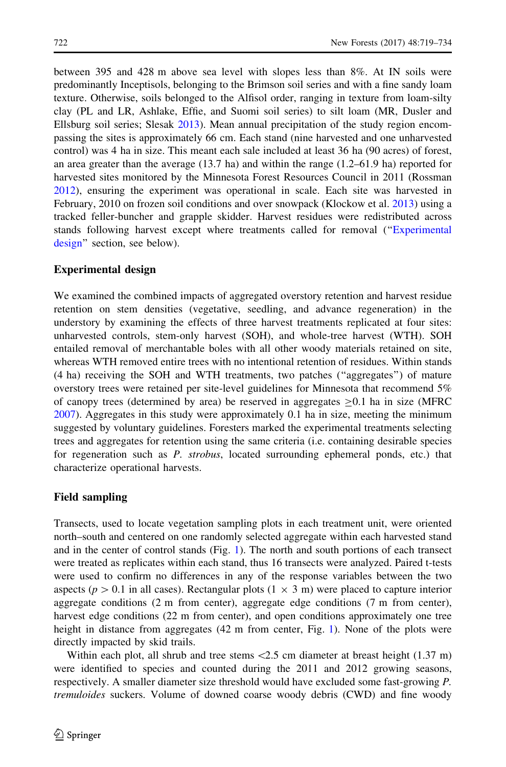between 395 and 428 m above sea level with slopes less than 8%. At IN soils were predominantly Inceptisols, belonging to the Brimson soil series and with a fine sandy loam texture. Otherwise, soils belonged to the Alfisol order, ranging in texture from loam-silty clay (PL and LR, Ashlake, Effie, and Suomi soil series) to silt loam (MR, Dusler and Ellsburg soil series; Slesak 2013). Mean annual precipitation of the study region encompassing the sites is approximately 66 cm. Each stand (nine harvested and one unharvested control) was 4 ha in size. This meant each sale included at least 36 ha (90 acres) of forest, an area greater than the average (13.7 ha) and within the range (1.2–61.9 ha) reported for harvested sites monitored by the Minnesota Forest Resources Council in 2011 (Rossman 2012), ensuring the experiment was operational in scale. Each site was harvested in February, 2010 on frozen soil conditions and over snowpack (Klockow et al. 2013) using a tracked feller-buncher and grapple skidder. Harvest residues were redistributed across stands following harvest except where treatments called for removal ("Experimental design" section, see below).

## Experimental design

We examined the combined impacts of aggregated overstory retention and harvest residue retention on stem densities (vegetative, seedling, and advance regeneration) in the understory by examining the effects of three harvest treatments replicated at four sites: unharvested controls, stem-only harvest (SOH), and whole-tree harvest (WTH). SOH entailed removal of merchantable boles with all other woody materials retained on site, whereas WTH removed entire trees with no intentional retention of residues. Within stands (4 ha) receiving the SOH and WTH treatments, two patches ("aggregates") of mature overstory trees were retained per site-level guidelines for Minnesota that recommend 5% of canopy trees (determined by area) be reserved in aggregates $\geq$0.1 ha in size (MFRC 2007). Aggregates in this study were approximately 0.1 ha in size, meeting the minimum suggested by voluntary guidelines. Foresters marked the experimental treatments selecting trees and aggregates for retention using the same criteria (i.e. containing desirable species for regeneration such as *P. strobus*, located surrounding ephemeral ponds, etc.) that characterize operational harvests.

## Field sampling

Transects, used to locate vegetation sampling plots in each treatment unit, were oriented north–south and centered on one randomly selected aggregate within each harvested stand and in the center of control stands (Fig. 1). The north and south portions of each transect were treated as replicates within each stand, thus 16 transects were analyzed. Paired t-tests were used to confirm no differences in any of the response variables between the two aspects ($p > 0.1$ in all cases). Rectangular plots ($1 \times 3$ m) were placed to capture interior aggregate conditions (2 m from center), aggregate edge conditions (7 m from center), harvest edge conditions (22 m from center), and open conditions approximately one tree height in distance from aggregates (42 m from center, Fig. 1). None of the plots were directly impacted by skid trails.

Within each plot, all shrub and tree stems <2.5 cm diameter at breast height (1.37 m) were identified to species and counted during the 2011 and 2012 growing seasons, respectively. A smaller diameter size threshold would have excluded some fast-growing *P. tremuloides* suckers. Volume of downed coarse woody debris (CWD) and fine woody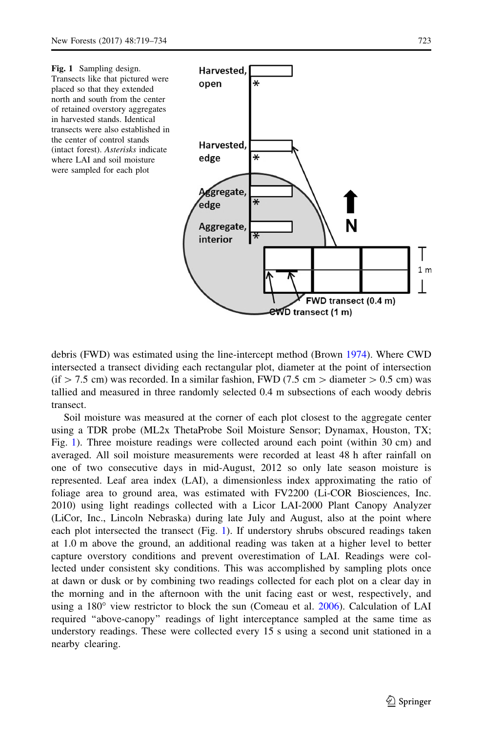**Fig. 1** Sampling design. Transects like that pictured were placed so that they extended north and south from the center of retained overstory aggregates in harvested stands. Identical transects were also established in the center of control stands (intact forest). *Asterisks* indicate where LAI and soil moisture were sampled for each plot

debris (FWD) was estimated using the line-intercept method (Brown 1974). Where CWD intersected a transect dividing each rectangular plot, diameter at the point of intersection (if > 7.5 cm) was recorded. In a similar fashion, FWD (7.5 cm > diameter > 0.5 cm) was tallied and measured in three randomly selected 0.4 m subsections of each woody debris transect.

Soil moisture was measured at the corner of each plot closest to the aggregate center using a TDR probe (ML2x ThetaProbe Soil Moisture Sensor; Dynamax, Houston, TX; Fig. 1). Three moisture readings were collected around each point (within 30 cm) and averaged. All soil moisture measurements were recorded at least 48 h after rainfall on one of two consecutive days in mid-August, 2012 so only late season moisture is represented. Leaf area index (LAI), a dimensionless index approximating the ratio of foliage area to ground area, was estimated with FV2200 (Li-COR Biosciences, Inc. 2010) using light readings collected with a Licor LAI-2000 Plant Canopy Analyzer (LiCor, Inc., Lincoln Nebraska) during late July and August, also at the point where each plot intersected the transect (Fig. 1). If understory shrubs obscured readings taken at 1.0 m above the ground, an additional reading was taken at a higher level to better capture overstory conditions and prevent overestimation of LAI. Readings were collected under consistent sky conditions. This was accomplished by sampling plots once at dawn or dusk or by combining two readings collected for each plot on a clear day in the morning and in the afternoon with the unit facing east or west, respectively, and using a 180° view restrictor to block the sun (Comeau et al. 2006). Calculation of LAI required "above-canopy" readings of light interceptance sampled at the same time as understory readings. These were collected every 15 s using a second unit stationed in a nearby clearing.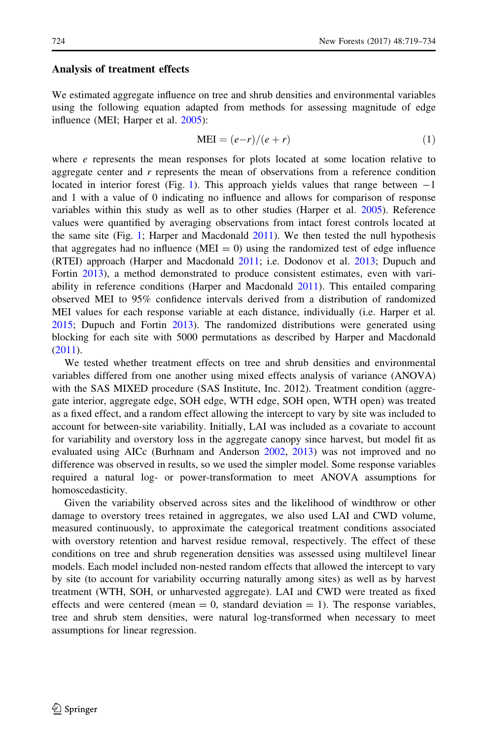### Analysis of treatment effects

We estimated aggregate influence on tree and shrub densities and environmental variables using the following equation adapted from methods for assessing magnitude of edge influence (MEI; Harper et al. 2005):

$$\text{MEI} = (e - r)/(e + r) \tag{1}$$

where $e$ represents the mean responses for plots located at some location relative to aggregate center and $r$ represents the mean of observations from a reference condition located in interior forest (Fig. 1). This approach yields values that range between −1 and 1 with a value of 0 indicating no influence and allows for comparison of response variables within this study as well as to other studies (Harper et al. 2005). Reference values were quantified by averaging observations from intact forest controls located at the same site (Fig. 1; Harper and Macdonald 2011). We then tested the null hypothesis that aggregates had no influence (MEI = 0) using the randomized test of edge influence (RTEI) approach (Harper and Macdonald 2011; i.e. Dodonov et al. 2013; Dupuch and Fortin 2013), a method demonstrated to produce consistent estimates, even with variability in reference conditions (Harper and Macdonald 2011). This entailed comparing observed MEI to 95% confidence intervals derived from a distribution of randomized MEI values for each response variable at each distance, individually (i.e. Harper et al. 2015; Dupuch and Fortin 2013). The randomized distributions were generated using blocking for each site with 5000 permutations as described by Harper and Macdonald (2011).

We tested whether treatment effects on tree and shrub densities and environmental variables differed from one another using mixed effects analysis of variance (ANOVA) with the SAS MIXED procedure (SAS Institute, Inc. 2012). Treatment condition (aggregate interior, aggregate edge, SOH edge, WTH edge, SOH open, WTH open) was treated as a fixed effect, and a random effect allowing the intercept to vary by site was included to account for between-site variability. Initially, LAI was included as a covariate to account for variability and overstory loss in the aggregate canopy since harvest, but model fit as evaluated using AICc (Burhnam and Anderson 2002, 2013) was not improved and no difference was observed in results, so we used the simpler model. Some response variables required a natural log- or power-transformation to meet ANOVA assumptions for homoscedasticity.

Given the variability observed across sites and the likelihood of windthrow or other damage to overstory trees retained in aggregates, we also used LAI and CWD volume, measured continuously, to approximate the categorical treatment conditions associated with overstory retention and harvest residue removal, respectively. The effect of these conditions on tree and shrub regeneration densities was assessed using multilevel linear models. Each model included non-nested random effects that allowed the intercept to vary by site (to account for variability occurring naturally among sites) as well as by harvest treatment (WTH, SOH, or unharvested aggregate). LAI and CWD were treated as fixed effects and were centered (mean = 0, standard deviation = 1). The response variables, tree and shrub stem densities, were natural log-transformed when necessary to meet assumptions for linear regression.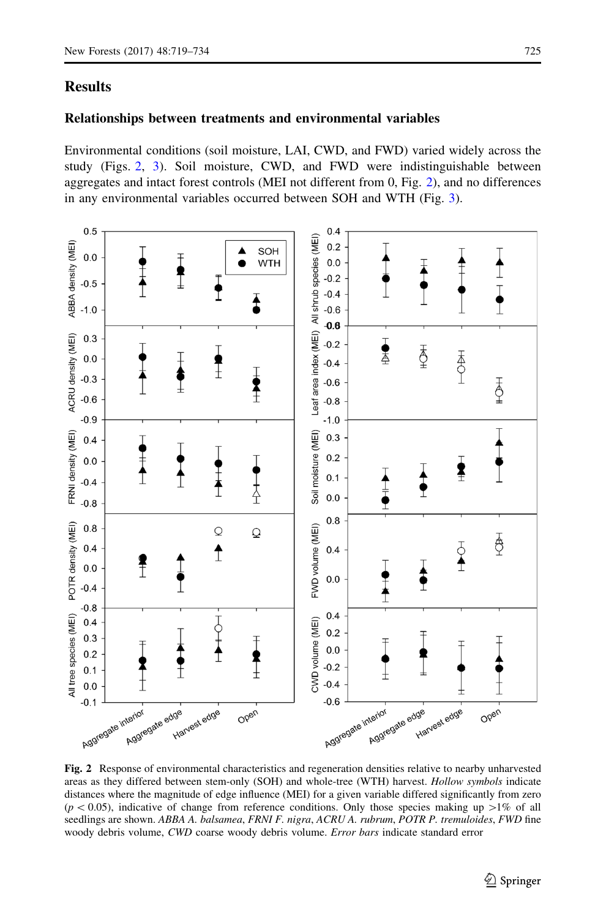## Results

### Relationships between treatments and environmental variables

Environmental conditions (soil moisture, LAI, CWD, and FWD) varied widely across the study (Figs. 2, 3). Soil moisture, CWD, and FWD were indistinguishable between aggregates and intact forest controls (MEI not different from 0, Fig. 2), and no differences in any environmental variables occurred between SOH and WTH (Fig. 3).

**Fig. 2** Response of environmental characteristics and regeneration densities relative to nearby unharvested areas as they differed between stem-only (SOH) and whole-tree (WTH) harvest. *Hollow symbols* indicate distances where the magnitude of edge influence (MEI) for a given variable differed significantly from zero ($p < 0.05$), indicative of change from reference conditions. Only those species making up >1% of all seedlings are shown. *ABBA A. balsamea*, *FRNI F. nigra*, *ACRU A. rubrum*, *POTR P. tremuloides*, *FWD* fine woody debris volume, *CWD* coarse woody debris volume. *Error bars* indicate standard error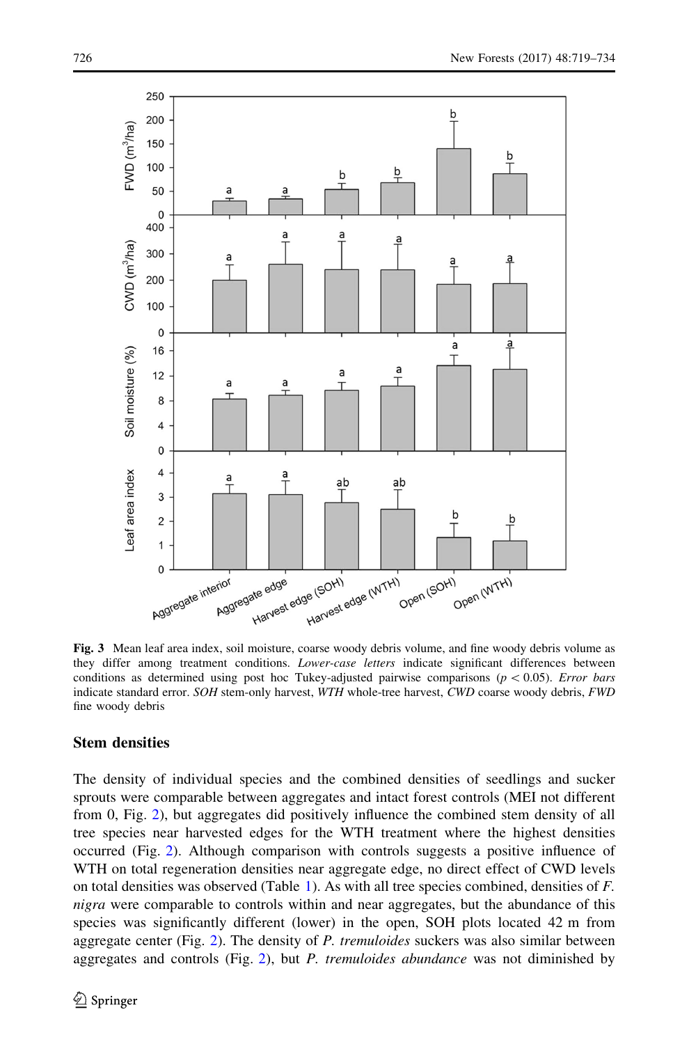**Fig. 3** Mean leaf area index, soil moisture, coarse woody debris volume, and fine woody debris volume as they differ among treatment conditions. *Lower-case letters* indicate significant differences between conditions as determined using post hoc Tukey-adjusted pairwise comparisons ($p < 0.05$). *Error bars* indicate standard error. *SOH* stem-only harvest, *WTH* whole-tree harvest, *CWD* coarse woody debris, *FWD* fine woody debris

## Stem densities

The density of individual species and the combined densities of seedlings and sucker sprouts were comparable between aggregates and intact forest controls (MEI not different from 0, Fig. 2), but aggregates did positively influence the combined stem density of all tree species near harvested edges for the WTH treatment where the highest densities occurred (Fig. 2). Although comparison with controls suggests a positive influence of WTH on total regeneration densities near aggregate edge, no direct effect of CWD levels on total densities was observed (Table 1). As with all tree species combined, densities of *F. nigra* were comparable to controls within and near aggregates, but the abundance of this species was significantly different (lower) in the open, SOH plots located 42 m from aggregate center (Fig. 2). The density of *P. tremuloides* suckers was also similar between aggregates and controls (Fig. 2), but *P. tremuloides abundance* was not diminished by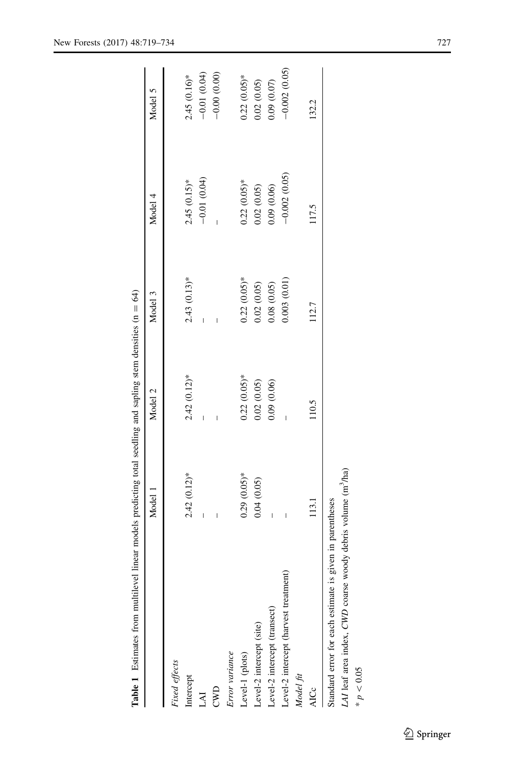**Table 1** Estimates from multilevel linear models predicting total seedling and sapling stem densities (n = 64)

| | Model 1 | Model 2 | Model 3 | Model 4 | Model 5 |
|---|---|---|---|---|---|
| *Fixed effects* | | | | | |
| Intercept | 2.42 (0.12)* | 2.42 (0.12)* | 2.43 (0.13)* | 2.45 (0.15)* | 2.45 (0.16)* |
| LAI | – | – | – | −0.01 (0.04) | −0.01 (0.04) |
| CWD | – | – | – | – | −0.00 (0.00) |
| *Error variance* | | | | | |
| Level-1 (plots) | 0.29 (0.05)* | 0.22 (0.05)* | 0.22 (0.05)* | 0.22 (0.05)* | 0.22 (0.05)* |
| Level-2 intercept (site) | 0.04 (0.05) | 0.02 (0.05) | 0.02 (0.05) | 0.02 (0.05) | 0.02 (0.05) |
| Level-2 intercept (transect) | – | 0.09 (0.06) | 0.08 (0.05) | 0.09 (0.06) | 0.09 (0.07) |
| Level-2 intercept (harvest treatment) | – | – | 0.003 (0.01) | −0.002 (0.05) | −0.002 (0.05) |
| *Model fit* | | | | | |
| AICc | 113.1 | 110.5 | 112.7 | 117.5 | 132.2 |

Standard error for each estimate is given in parentheses

*LAI* leaf area index, *CWD* coarse woody debris volume ($m^3$/ha)

* $p < 0.05$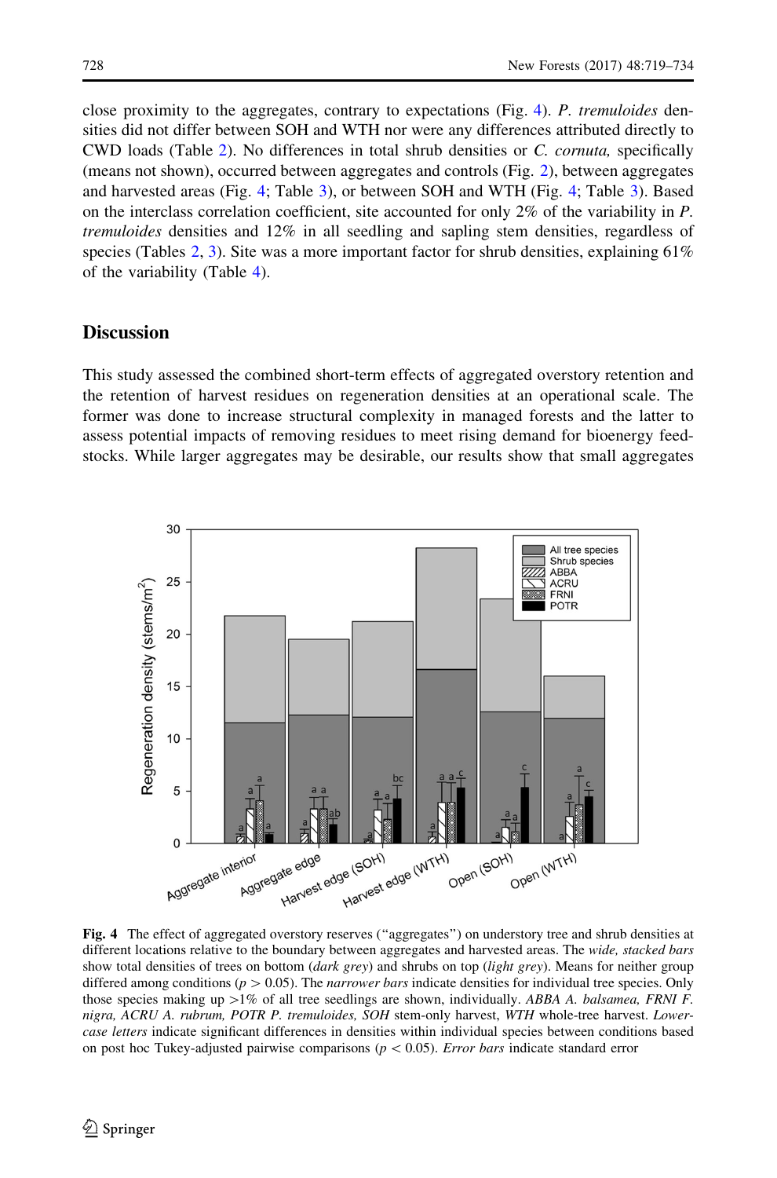close proximity to the aggregates, contrary to expectations (Fig. 4). *P. tremuloides* densities did not differ between SOH and WTH nor were any differences attributed directly to CWD loads (Table 2). No differences in total shrub densities or *C. cornuta,* specifically (means not shown), occurred between aggregates and controls (Fig. 2), between aggregates and harvested areas (Fig. 4; Table 3), or between SOH and WTH (Fig. 4; Table 3). Based on the interclass correlation coefficient, site accounted for only 2% of the variability in *P. tremuloides* densities and 12% in all seedling and sapling stem densities, regardless of species (Tables 2, 3). Site was a more important factor for shrub densities, explaining 61% of the variability (Table 4).

## Discussion

This study assessed the combined short-term effects of aggregated overstory retention and the retention of harvest residues on regeneration densities at an operational scale. The former was done to increase structural complexity in managed forests and the latter to assess potential impacts of removing residues to meet rising demand for bioenergy feedstocks. While larger aggregates may be desirable, our results show that small aggregates

**Fig. 4** The effect of aggregated overstory reserves ("aggregates") on understory tree and shrub densities at different locations relative to the boundary between aggregates and harvested areas. The *wide, stacked bars* show total densities of trees on bottom (*dark grey*) and shrubs on top (*light grey*). Means for neither group differed among conditions ($p > 0.05$). The *narrower bars* indicate densities for individual tree species. Only those species making up >1% of all tree seedlings are shown, individually. *ABBA A. balsamea, FRNI F. nigra, ACRU A. rubrum, POTR P. tremuloides, SOH* stem-only harvest, *WTH* whole-tree harvest. *Lowercase letters* indicate significant differences in densities within individual species between conditions based on post hoc Tukey-adjusted pairwise comparisons ($p < 0.05$). *Error bars* indicate standard error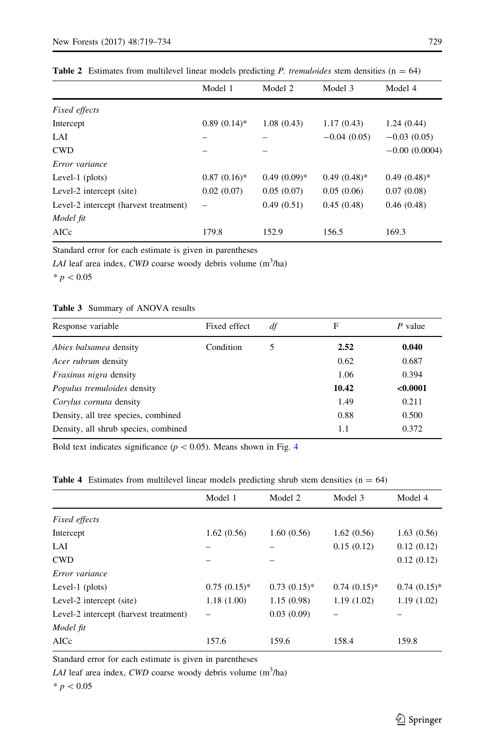**Table 2** Estimates from multilevel linear models predicting *P. tremuloides* stem densities (n = 64)

| | Model 1 | Model 2 | Model 3 | Model 4 |
|---|---|---|---|---|
| *Fixed effects* | | | | |
| Intercept | 0.89 (0.14)* | 1.08 (0.43) | 1.17 (0.43) | 1.24 (0.44) |
| LAI | – | – | −0.04 (0.05) | −0.03 (0.05) |
| CWD | – | – | | −0.00 (0.0004) |
| *Error variance* | | | | |
| Level-1 (plots) | 0.87 (0.16)* | 0.49 (0.09)* | 0.49 (0.48)* | 0.49 (0.48)* |
| Level-2 intercept (site) | 0.02 (0.07) | 0.05 (0.07) | 0.05 (0.06) | 0.07 (0.08) |
| Level-2 intercept (harvest treatment) | – | 0.49 (0.51) | 0.45 (0.48) | 0.46 (0.48) |
| *Model fit* | | | | |
| AICc | 179.8 | 152.9 | 156.5 | 169.3 |

Standard error for each estimate is given in parentheses

*LAI* leaf area index, *CWD* coarse woody debris volume ($m^3$/ha)

* $p < 0.05$

**Table 3** Summary of ANOVA results

| Response variable | Fixed effect | *df* | F | *P* value |
|---|---|---|---|---|
| *Abies balsamea* density | Condition | 5 | **2.52** | **0.040** |
| *Acer rubrum* density | | | 0.62 | 0.687 |
| *Fraxinus nigra* density | | | 1.06 | 0.394 |
| *Populus tremuloides* density | | | **10.42** | **<0.0001** |
| *Corylus cornuta* density | | | 1.49 | 0.211 |
| Density, all tree species, combined | | | 0.88 | 0.500 |
| Density, all shrub species, combined | | | 1.1 | 0.372 |

Bold text indicates significance ($p < 0.05$). Means shown in Fig. 4

**Table 4** Estimates from multilevel linear models predicting shrub stem densities (n = 64)

| | Model 1 | Model 2 | Model 3 | Model 4 |
|---|---|---|---|---|
| *Fixed effects* | | | | |
| Intercept | 1.62 (0.56) | 1.60 (0.56) | 1.62 (0.56) | 1.63 (0.56) |
| LAI | – | – | 0.15 (0.12) | 0.12 (0.12) |
| CWD | – | – | | 0.12 (0.12) |
| *Error variance* | | | | |
| Level-1 (plots) | 0.75 (0.15)* | 0.73 (0.15)* | 0.74 (0.15)* | 0.74 (0.15)* |
| Level-2 intercept (site) | 1.18 (1.00) | 1.15 (0.98) | 1.19 (1.02) | 1.19 (1.02) |
| Level-2 intercept (harvest treatment) | – | 0.03 (0.09) | – | – |
| *Model fit* | | | | |
| AICc | 157.6 | 159.6 | 158.4 | 159.8 |

Standard error for each estimate is given in parentheses

*LAI* leaf area index, *CWD* coarse woody debris volume ($m^3$/ha)

* $p < 0.05$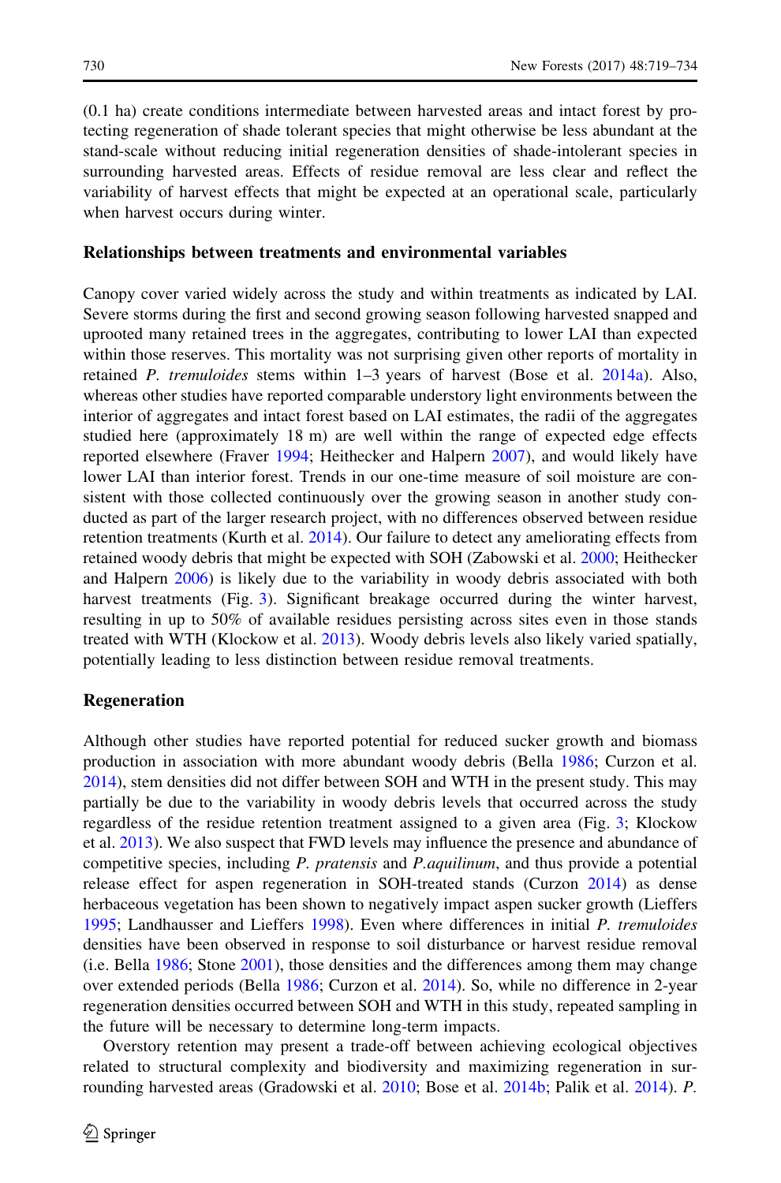(0.1 ha) create conditions intermediate between harvested areas and intact forest by protecting regeneration of shade tolerant species that might otherwise be less abundant at the stand-scale without reducing initial regeneration densities of shade-intolerant species in surrounding harvested areas. Effects of residue removal are less clear and reflect the variability of harvest effects that might be expected at an operational scale, particularly when harvest occurs during winter.

### Relationships between treatments and environmental variables

Canopy cover varied widely across the study and within treatments as indicated by LAI. Severe storms during the first and second growing season following harvested snapped and uprooted many retained trees in the aggregates, contributing to lower LAI than expected within those reserves. This mortality was not surprising given other reports of mortality in retained *P. tremuloides* stems within 1–3 years of harvest (Bose et al. 2014a). Also, whereas other studies have reported comparable understory light environments between the interior of aggregates and intact forest based on LAI estimates, the radii of the aggregates studied here (approximately 18 m) are well within the range of expected edge effects reported elsewhere (Fraver 1994; Heithecker and Halpern 2007), and would likely have lower LAI than interior forest. Trends in our one-time measure of soil moisture are consistent with those collected continuously over the growing season in another study conducted as part of the larger research project, with no differences observed between residue retention treatments (Kurth et al. 2014). Our failure to detect any ameliorating effects from retained woody debris that might be expected with SOH (Zabowski et al. 2000; Heithecker and Halpern 2006) is likely due to the variability in woody debris associated with both harvest treatments (Fig. 3). Significant breakage occurred during the winter harvest, resulting in up to 50% of available residues persisting across sites even in those stands treated with WTH (Klockow et al. 2013). Woody debris levels also likely varied spatially, potentially leading to less distinction between residue removal treatments.

### Regeneration

Although other studies have reported potential for reduced sucker growth and biomass production in association with more abundant woody debris (Bella 1986; Curzon et al. 2014), stem densities did not differ between SOH and WTH in the present study. This may partially be due to the variability in woody debris levels that occurred across the study regardless of the residue retention treatment assigned to a given area (Fig. 3; Klockow et al. 2013). We also suspect that FWD levels may influence the presence and abundance of competitive species, including *P. pratensis* and *P.aquilinum*, and thus provide a potential release effect for aspen regeneration in SOH-treated stands (Curzon 2014) as dense herbaceous vegetation has been shown to negatively impact aspen sucker growth (Lieffers 1995; Landhausser and Lieffers 1998). Even where differences in initial *P. tremuloides* densities have been observed in response to soil disturbance or harvest residue removal (i.e. Bella 1986; Stone 2001), those densities and the differences among them may change over extended periods (Bella 1986; Curzon et al. 2014). So, while no difference in 2-year regeneration densities occurred between SOH and WTH in this study, repeated sampling in the future will be necessary to determine long-term impacts.

Overstory retention may present a trade-off between achieving ecological objectives related to structural complexity and biodiversity and maximizing regeneration in surrounding harvested areas (Gradowski et al. 2010; Bose et al. 2014b; Palik et al. 2014). *P.*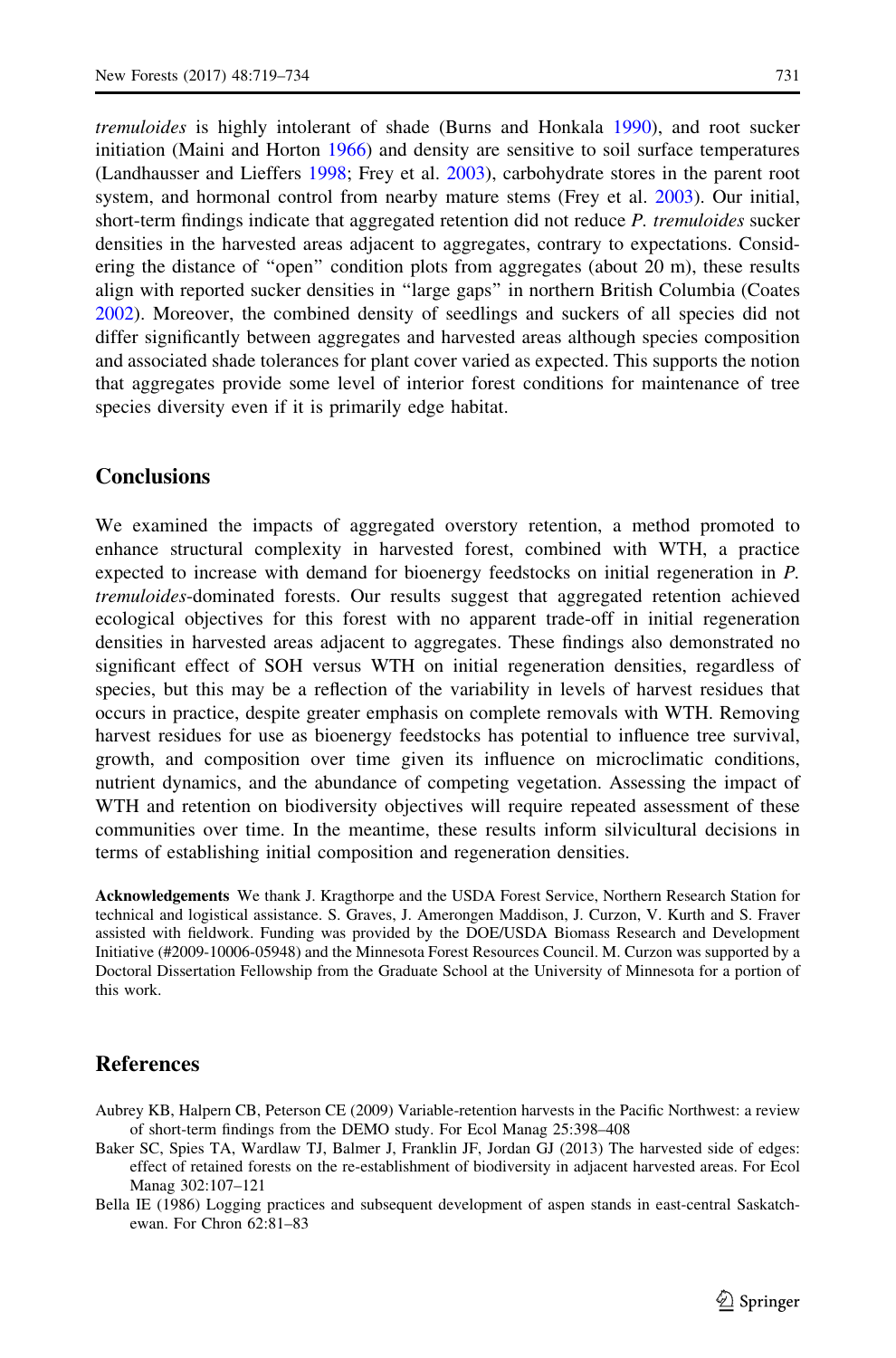*tremuloides* is highly intolerant of shade (Burns and Honkala 1990), and root sucker initiation (Maini and Horton 1966) and density are sensitive to soil surface temperatures (Landhausser and Lieffers 1998; Frey et al. 2003), carbohydrate stores in the parent root system, and hormonal control from nearby mature stems (Frey et al. 2003). Our initial, short-term findings indicate that aggregated retention did not reduce *P. tremuloides* sucker densities in the harvested areas adjacent to aggregates, contrary to expectations. Considering the distance of "open" condition plots from aggregates (about 20 m), these results align with reported sucker densities in "large gaps" in northern British Columbia (Coates 2002). Moreover, the combined density of seedlings and suckers of all species did not differ significantly between aggregates and harvested areas although species composition and associated shade tolerances for plant cover varied as expected. This supports the notion that aggregates provide some level of interior forest conditions for maintenance of tree species diversity even if it is primarily edge habitat.

## Conclusions

We examined the impacts of aggregated overstory retention, a method promoted to enhance structural complexity in harvested forest, combined with WTH, a practice expected to increase with demand for bioenergy feedstocks on initial regeneration in *P. tremuloides*-dominated forests. Our results suggest that aggregated retention achieved ecological objectives for this forest with no apparent trade-off in initial regeneration densities in harvested areas adjacent to aggregates. These findings also demonstrated no significant effect of SOH versus WTH on initial regeneration densities, regardless of species, but this may be a reflection of the variability in levels of harvest residues that occurs in practice, despite greater emphasis on complete removals with WTH. Removing harvest residues for use as bioenergy feedstocks has potential to influence tree survival, growth, and composition over time given its influence on microclimatic conditions, nutrient dynamics, and the abundance of competing vegetation. Assessing the impact of WTH and retention on biodiversity objectives will require repeated assessment of these communities over time. In the meantime, these results inform silvicultural decisions in terms of establishing initial composition and regeneration densities.

**Acknowledgements** We thank J. Kragthorpe and the USDA Forest Service, Northern Research Station for technical and logistical assistance. S. Graves, J. Amerongen Maddison, J. Curzon, V. Kurth and S. Fraver assisted with fieldwork. Funding was provided by the DOE/USDA Biomass Research and Development Initiative (#2009-10006-05948) and the Minnesota Forest Resources Council. M. Curzon was supported by a Doctoral Dissertation Fellowship from the Graduate School at the University of Minnesota for a portion of this work.

## References

Aubrey KB, Halpern CB, Peterson CE (2009) Variable-retention harvests in the Pacific Northwest: a review of short-term findings from the DEMO study. For Ecol Manag 25:398–408

Baker SC, Spies TA, Wardlaw TJ, Balmer J, Franklin JF, Jordan GJ (2013) The harvested side of edges: effect of retained forests on the re-establishment of biodiversity in adjacent harvested areas. For Ecol Manag 302:107–121

Bella IE (1986) Logging practices and subsequent development of aspen stands in east-central Saskatchewan. For Chron 62:81–83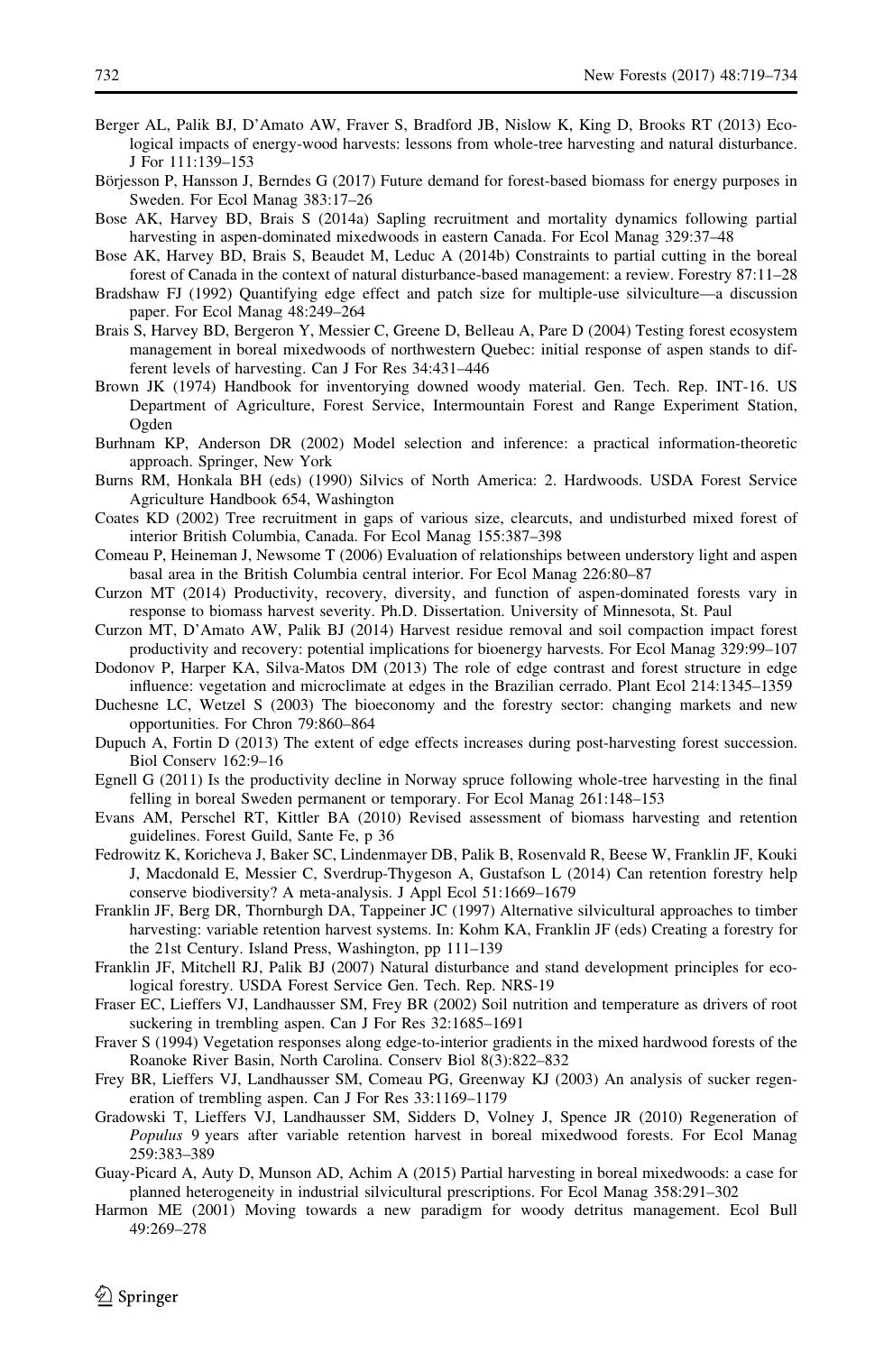Berger AL, Palik BJ, D'Amato AW, Fraver S, Bradford JB, Nislow K, King D, Brooks RT (2013) Ecological impacts of energy-wood harvests: lessons from whole-tree harvesting and natural disturbance. J For 111:139–153

Börjesson P, Hansson J, Berndes G (2017) Future demand for forest-based biomass for energy purposes in Sweden. For Ecol Manag 383:17–26

Bose AK, Harvey BD, Brais S (2014a) Sapling recruitment and mortality dynamics following partial harvesting in aspen-dominated mixedwoods in eastern Canada. For Ecol Manag 329:37–48

Bose AK, Harvey BD, Brais S, Beaudet M, Leduc A (2014b) Constraints to partial cutting in the boreal forest of Canada in the context of natural disturbance-based management: a review. Forestry 87:11–28

Bradshaw FJ (1992) Quantifying edge effect and patch size for multiple-use silviculture—a discussion paper. For Ecol Manag 48:249–264

Brais S, Harvey BD, Bergeron Y, Messier C, Greene D, Belleau A, Pare D (2004) Testing forest ecosystem management in boreal mixedwoods of northwestern Quebec: initial response of aspen stands to different levels of harvesting. Can J For Res 34:431–446

Brown JK (1974) Handbook for inventorying downed woody material. Gen. Tech. Rep. INT-16. US Department of Agriculture, Forest Service, Intermountain Forest and Range Experiment Station, Ogden

Burhnam KP, Anderson DR (2002) Model selection and inference: a practical information-theoretic approach. Springer, New York

Burns RM, Honkala BH (eds) (1990) Silvics of North America: 2. Hardwoods. USDA Forest Service Agriculture Handbook 654, Washington

Coates KD (2002) Tree recruitment in gaps of various size, clearcuts, and undisturbed mixed forest of interior British Columbia, Canada. For Ecol Manag 155:387–398

Comeau P, Heineman J, Newsome T (2006) Evaluation of relationships between understory light and aspen basal area in the British Columbia central interior. For Ecol Manag 226:80–87

Curzon MT (2014) Productivity, recovery, diversity, and function of aspen-dominated forests vary in response to biomass harvest severity. Ph.D. Dissertation. University of Minnesota, St. Paul

Curzon MT, D'Amato AW, Palik BJ (2014) Harvest residue removal and soil compaction impact forest productivity and recovery: potential implications for bioenergy harvests. For Ecol Manag 329:99–107

Dodonov P, Harper KA, Silva-Matos DM (2013) The role of edge contrast and forest structure in edge influence: vegetation and microclimate at edges in the Brazilian cerrado. Plant Ecol 214:1345–1359

Duchesne LC, Wetzel S (2003) The bioeconomy and the forestry sector: changing markets and new opportunities. For Chron 79:860–864

Dupuch A, Fortin D (2013) The extent of edge effects increases during post-harvesting forest succession. Biol Conserv 162:9–16

Egnell G (2011) Is the productivity decline in Norway spruce following whole-tree harvesting in the final felling in boreal Sweden permanent or temporary. For Ecol Manag 261:148–153

Evans AM, Perschel RT, Kittler BA (2010) Revised assessment of biomass harvesting and retention guidelines. Forest Guild, Sante Fe, p 36

Fedrowitz K, Koricheva J, Baker SC, Lindenmayer DB, Palik B, Rosenvald R, Beese W, Franklin JF, Kouki J, Macdonald E, Messier C, Sverdrup-Thygeson A, Gustafson L (2014) Can retention forestry help conserve biodiversity? A meta-analysis. J Appl Ecol 51:1669–1679

Franklin JF, Berg DR, Thornburgh DA, Tappeiner JC (1997) Alternative silvicultural approaches to timber harvesting: variable retention harvest systems. In: Kohm KA, Franklin JF (eds) Creating a forestry for the 21st Century. Island Press, Washington, pp 111–139

Franklin JF, Mitchell RJ, Palik BJ (2007) Natural disturbance and stand development principles for ecological forestry. USDA Forest Service Gen. Tech. Rep. NRS-19

Fraser EC, Lieffers VJ, Landhausser SM, Frey BR (2002) Soil nutrition and temperature as drivers of root suckering in trembling aspen. Can J For Res 32:1685–1691

Fraver S (1994) Vegetation responses along edge-to-interior gradients in the mixed hardwood forests of the Roanoke River Basin, North Carolina. Conserv Biol 8(3):822–832

Frey BR, Lieffers VJ, Landhausser SM, Comeau PG, Greenway KJ (2003) An analysis of sucker regeneration of trembling aspen. Can J For Res 33:1169–1179

Gradowski T, Lieffers VJ, Landhausser SM, Sidders D, Volney J, Spence JR (2010) Regeneration of *Populus* 9 years after variable retention harvest in boreal mixedwood forests. For Ecol Manag 259:383–389

Guay-Picard A, Auty D, Munson AD, Achim A (2015) Partial harvesting in boreal mixedwoods: a case for planned heterogeneity in industrial silvicultural prescriptions. For Ecol Manag 358:291–302

Harmon ME (2001) Moving towards a new paradigm for woody detritus management. Ecol Bull 49:269–278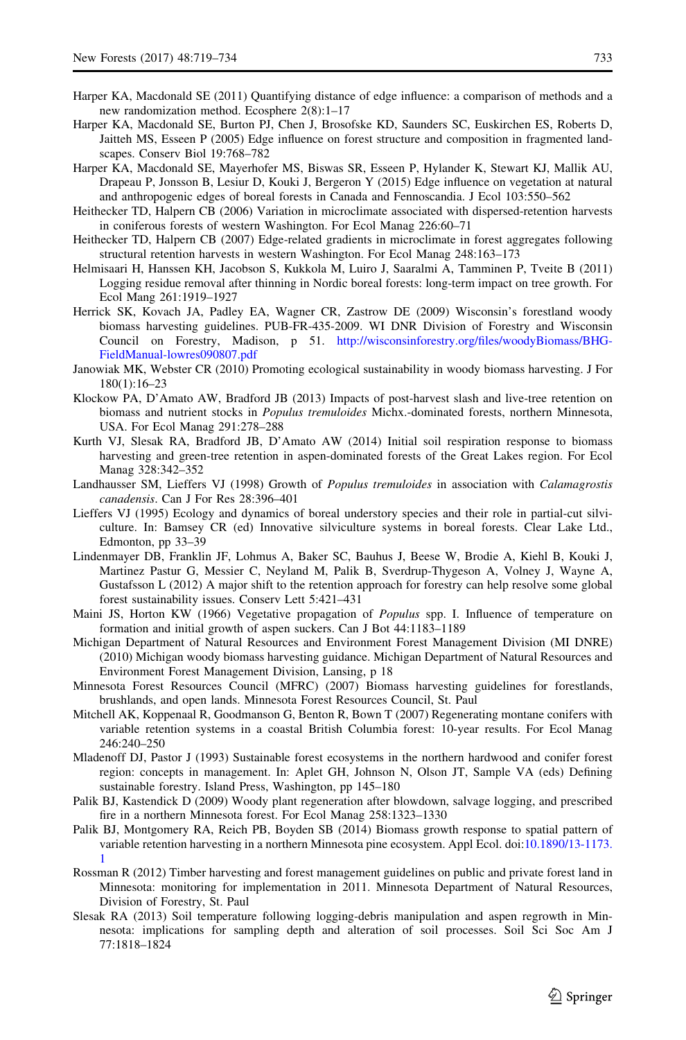Harper KA, Macdonald SE (2011) Quantifying distance of edge influence: a comparison of methods and a new randomization method. Ecosphere 2(8):1–17

Harper KA, Macdonald SE, Burton PJ, Chen J, Brosofske KD, Saunders SC, Euskirchen ES, Roberts D, Jaitteh MS, Esseen P (2005) Edge influence on forest structure and composition in fragmented landscapes. Conserv Biol 19:768–782

Harper KA, Macdonald SE, Mayerhofer MS, Biswas SR, Esseen P, Hylander K, Stewart KJ, Mallik AU, Drapeau P, Jonsson B, Lesiur D, Kouki J, Bergeron Y (2015) Edge influence on vegetation at natural and anthropogenic edges of boreal forests in Canada and Fennoscandia. J Ecol 103:550–562

Heithecker TD, Halpern CB (2006) Variation in microclimate associated with dispersed-retention harvests in coniferous forests of western Washington. For Ecol Manag 226:60–71

Heithecker TD, Halpern CB (2007) Edge-related gradients in microclimate in forest aggregates following structural retention harvests in western Washington. For Ecol Manag 248:163–173

Helmisaari H, Hanssen KH, Jacobson S, Kukkola M, Luiro J, Saaralmi A, Tamminen P, Tveite B (2011) Logging residue removal after thinning in Nordic boreal forests: long-term impact on tree growth. For Ecol Mang 261:1919–1927

Herrick SK, Kovach JA, Padley EA, Wagner CR, Zastrow DE (2009) Wisconsin's forestland woody biomass harvesting guidelines. PUB-FR-435-2009. WI DNR Division of Forestry and Wisconsin Council on Forestry, Madison, p 51. http://wisconsinforestry.org/files/woodyBiomass/BHG-FieldManual-lowres090807.pdf

Janowiak MK, Webster CR (2010) Promoting ecological sustainability in woody biomass harvesting. J For 180(1):16–23

Klockow PA, D'Amato AW, Bradford JB (2013) Impacts of post-harvest slash and live-tree retention on biomass and nutrient stocks in *Populus tremuloides* Michx.-dominated forests, northern Minnesota, USA. For Ecol Manag 291:278–288

Kurth VJ, Slesak RA, Bradford JB, D'Amato AW (2014) Initial soil respiration response to biomass harvesting and green-tree retention in aspen-dominated forests of the Great Lakes region. For Ecol Manag 328:342–352

Landhausser SM, Lieffers VJ (1998) Growth of *Populus tremuloides* in association with *Calamagrostis canadensis*. Can J For Res 28:396–401

Lieffers VJ (1995) Ecology and dynamics of boreal understory species and their role in partial-cut silviculture. In: Bamsey CR (ed) Innovative silviculture systems in boreal forests. Clear Lake Ltd., Edmonton, pp 33–39

Lindenmayer DB, Franklin JF, Lohmus A, Baker SC, Bauhus J, Beese W, Brodie A, Kiehl B, Kouki J, Martinez Pastur G, Messier C, Neyland M, Palik B, Sverdrup-Thygeson A, Volney J, Wayne A, Gustafsson L (2012) A major shift to the retention approach for forestry can help resolve some global forest sustainability issues. Conserv Lett 5:421–431

Maini JS, Horton KW (1966) Vegetative propagation of *Populus* spp. I. Influence of temperature on formation and initial growth of aspen suckers. Can J Bot 44:1183–1189

Michigan Department of Natural Resources and Environment Forest Management Division (MI DNRE) (2010) Michigan woody biomass harvesting guidance. Michigan Department of Natural Resources and Environment Forest Management Division, Lansing, p 18

Minnesota Forest Resources Council (MFRC) (2007) Biomass harvesting guidelines for forestlands, brushlands, and open lands. Minnesota Forest Resources Council, St. Paul

Mitchell AK, Koppenaal R, Goodmanson G, Benton R, Bown T (2007) Regenerating montane conifers with variable retention systems in a coastal British Columbia forest: 10-year results. For Ecol Manag 246:240–250

Mladenoff DJ, Pastor J (1993) Sustainable forest ecosystems in the northern hardwood and conifer forest region: concepts in management. In: Aplet GH, Johnson N, Olson JT, Sample VA (eds) Defining sustainable forestry. Island Press, Washington, pp 145–180

Palik BJ, Kastendick D (2009) Woody plant regeneration after blowdown, salvage logging, and prescribed fire in a northern Minnesota forest. For Ecol Manag 258:1323–1330

Palik BJ, Montgomery RA, Reich PB, Boyden SB (2014) Biomass growth response to spatial pattern of variable retention harvesting in a northern Minnesota pine ecosystem. Appl Ecol. doi:10.1890/13-1173.1

Rossman R (2012) Timber harvesting and forest management guidelines on public and private forest land in Minnesota: monitoring for implementation in 2011. Minnesota Department of Natural Resources, Division of Forestry, St. Paul

Slesak RA (2013) Soil temperature following logging-debris manipulation and aspen regrowth in Minnesota: implications for sampling depth and alteration of soil processes. Soil Sci Soc Am J 77:1818–1824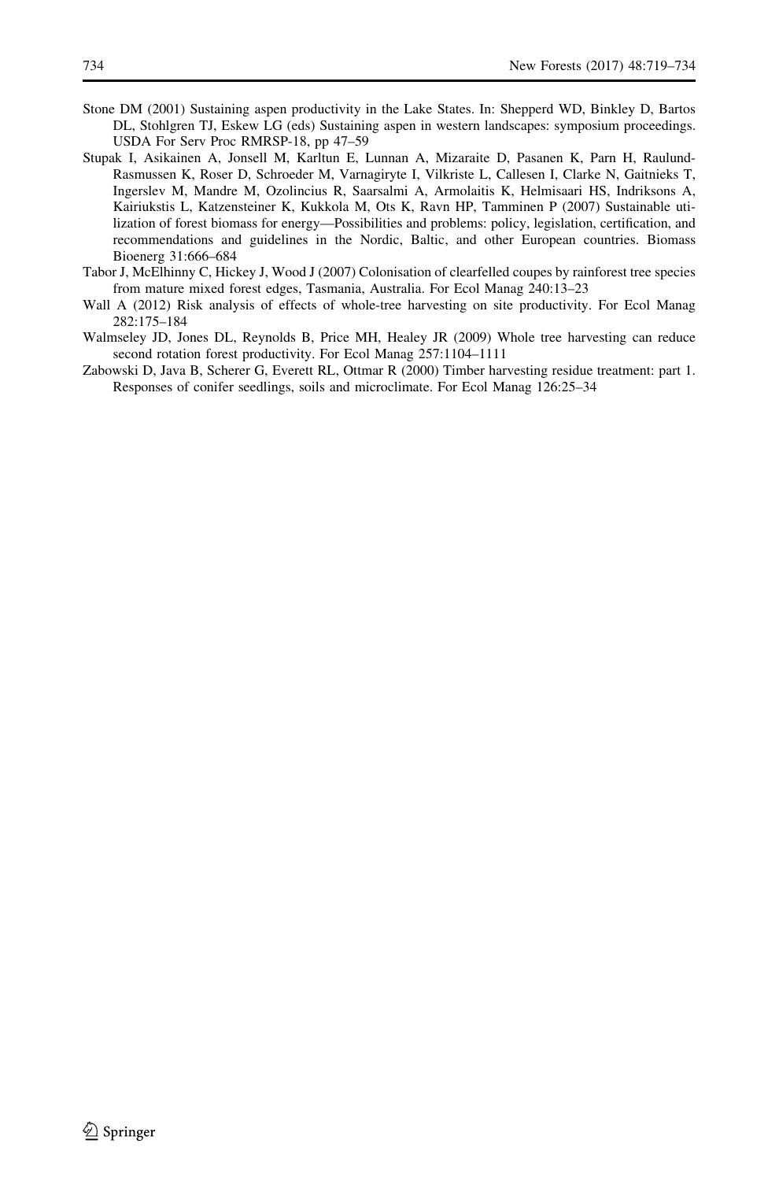Stone DM (2001) Sustaining aspen productivity in the Lake States. In: Shepperd WD, Binkley D, Bartos DL, Stohlgren TJ, Eskew LG (eds) Sustaining aspen in western landscapes: symposium proceedings. USDA For Serv Proc RMRSP-18, pp 47–59

Stupak I, Asikainen A, Jonsell M, Karltun E, Lunnan A, Mizaraite D, Pasanen K, Parn H, Raulund-Rasmussen K, Roser D, Schroeder M, Varnagiryte I, Vilkriste L, Callesen I, Clarke N, Gaitnieks T, Ingerslev M, Mandre M, Ozolincius R, Saarsalmi A, Armolaitis K, Helmisaari HS, Indriksons A, Kairiukstis L, Katzensteiner K, Kukkola M, Ots K, Ravn HP, Tamminen P (2007) Sustainable utilization of forest biomass for energy—Possibilities and problems: policy, legislation, certification, and recommendations and guidelines in the Nordic, Baltic, and other European countries. Biomass Bioenerg 31:666–684

Tabor J, McElhinny C, Hickey J, Wood J (2007) Colonisation of clearfelled coupes by rainforest tree species from mature mixed forest edges, Tasmania, Australia. For Ecol Manag 240:13–23

Wall A (2012) Risk analysis of effects of whole-tree harvesting on site productivity. For Ecol Manag 282:175–184

Walmseley JD, Jones DL, Reynolds B, Price MH, Healey JR (2009) Whole tree harvesting can reduce second rotation forest productivity. For Ecol Manag 257:1104–1111

Zabowski D, Java B, Scherer G, Everett RL, Ottmar R (2000) Timber harvesting residue treatment: part 1. Responses of conifer seedlings, soils and microclimate. For Ecol Manag 126:25–34